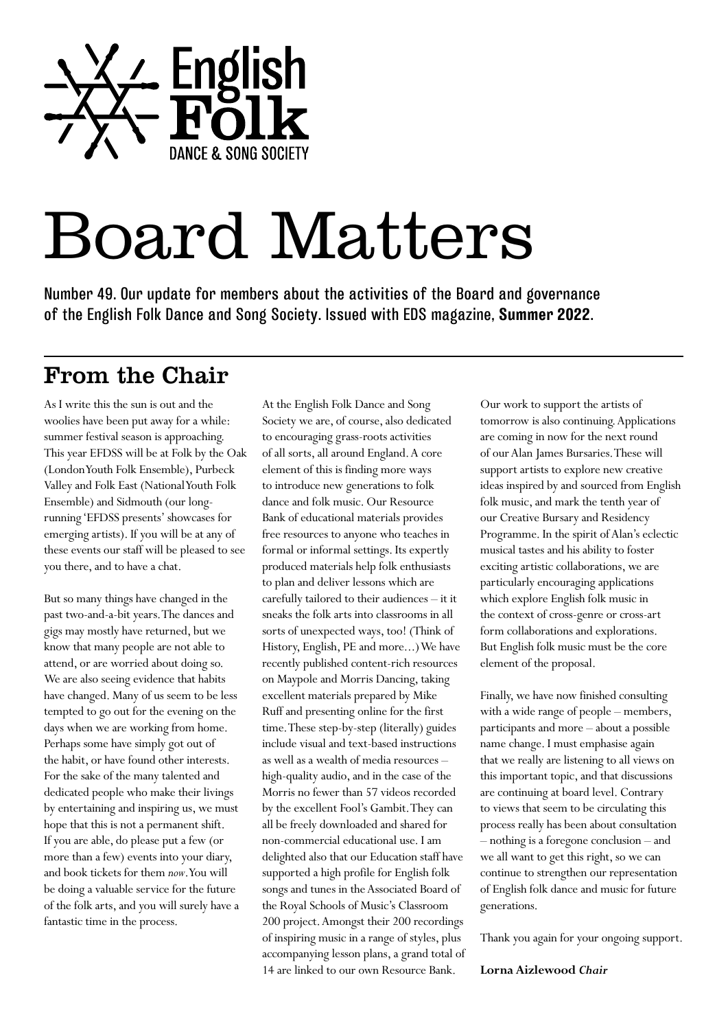English Folk
DANCE & SONG SOCIETY

# Board Matters

Number 49. Our update for members about the activities of the Board and governance of the English Folk Dance and Song Society. Issued with EDS magazine, **Summer 2022**.

## From the Chair

As I write this the sun is out and the woolies have been put away for a while: summer festival season is approaching. This year EFDSS will be at Folk by the Oak (London Youth Folk Ensemble), Purbeck Valley and Folk East (National Youth Folk Ensemble) and Sidmouth (our long-running 'EFDSS presents' showcases for emerging artists). If you will be at any of these events our staff will be pleased to see you there, and to have a chat.

But so many things have changed in the past two-and-a-bit years. The dances and gigs may mostly have returned, but we know that many people are not able to attend, or are worried about doing so. We are also seeing evidence that habits have changed. Many of us seem to be less tempted to go out for the evening on the days when we are working from home. Perhaps some have simply got out of the habit, or have found other interests. For the sake of the many talented and dedicated people who make their livings by entertaining and inspiring us, we must hope that this is not a permanent shift. If you are able, do please put a few (or more than a few) events into your diary, and book tickets for them *now*. You will be doing a valuable service for the future of the folk arts, and you will surely have a fantastic time in the process.

At the English Folk Dance and Song Society we are, of course, also dedicated to encouraging grass-roots activities of all sorts, all around England. A core element of this is finding more ways to introduce new generations to folk dance and folk music. Our Resource Bank of educational materials provides free resources to anyone who teaches in formal or informal settings. Its expertly produced materials help folk enthusiasts to plan and deliver lessons which are carefully tailored to their audiences – it it sneaks the folk arts into classrooms in all sorts of unexpected ways, too! (Think of History, English, PE and more...) We have recently published content-rich resources on Maypole and Morris Dancing, taking excellent materials prepared by Mike Ruff and presenting online for the first time. These step-by-step (literally) guides include visual and text-based instructions as well as a wealth of media resources – high-quality audio, and in the case of the Morris no fewer than 57 videos recorded by the excellent Fool's Gambit. They can all be freely downloaded and shared for non-commercial educational use. I am delighted also that our Education staff have supported a high profile for English folk songs and tunes in the Associated Board of the Royal Schools of Music's Classroom 200 project. Amongst their 200 recordings of inspiring music in a range of styles, plus accompanying lesson plans, a grand total of 14 are linked to our own Resource Bank.

Our work to support the artists of tomorrow is also continuing. Applications are coming in now for the next round of our Alan James Bursaries. These will support artists to explore new creative ideas inspired by and sourced from English folk music, and mark the tenth year of our Creative Bursary and Residency Programme. In the spirit of Alan's eclectic musical tastes and his ability to foster exciting artistic collaborations, we are particularly encouraging applications which explore English folk music in the context of cross-genre or cross-art form collaborations and explorations. But English folk music must be the core element of the proposal.

Finally, we have now finished consulting with a wide range of people – members, participants and more – about a possible name change. I must emphasise again that we really are listening to all views on this important topic, and that discussions are continuing at board level. Contrary to views that seem to be circulating this process really has been about consultation – nothing is a foregone conclusion – and we all want to get this right, so we can continue to strengthen our representation of English folk dance and music for future generations.

Thank you again for your ongoing support.

**Lorna Aizlewood** ***Chair***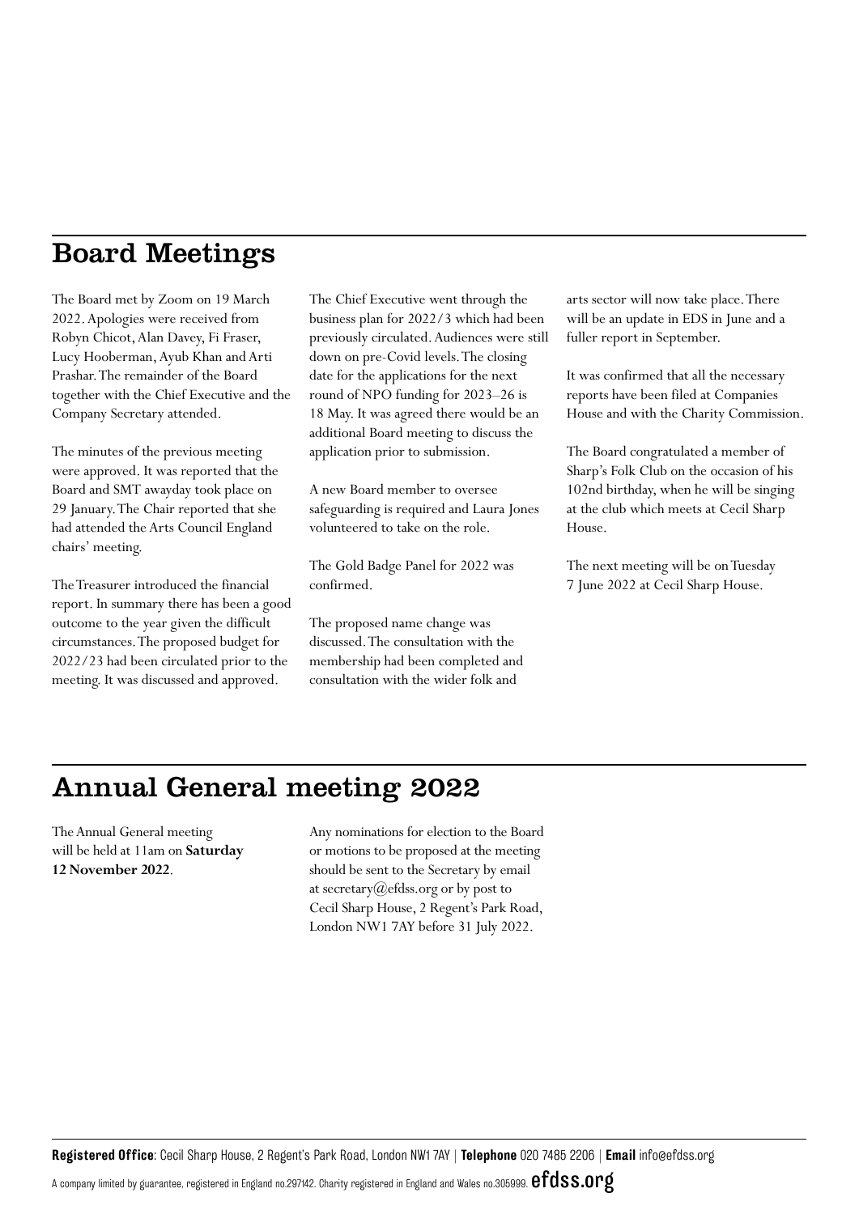## Board Meetings

The Board met by Zoom on 19 March 2022. Apologies were received from Robyn Chicot, Alan Davey, Fi Fraser, Lucy Hooberman, Ayub Khan and Arti Prashar. The remainder of the Board together with the Chief Executive and the Company Secretary attended.

The minutes of the previous meeting were approved. It was reported that the Board and SMT awayday took place on 29 January. The Chair reported that she had attended the Arts Council England chairs' meeting.

The Treasurer introduced the financial report. In summary there has been a good outcome to the year given the difficult circumstances. The proposed budget for 2022/23 had been circulated prior to the meeting. It was discussed and approved.

The Chief Executive went through the business plan for 2022/3 which had been previously circulated. Audiences were still down on pre-Covid levels. The closing date for the applications for the next round of NPO funding for 2023–26 is 18 May. It was agreed there would be an additional Board meeting to discuss the application prior to submission.

A new Board member to oversee safeguarding is required and Laura Jones volunteered to take on the role.

The Gold Badge Panel for 2022 was confirmed.

The proposed name change was discussed. The consultation with the membership had been completed and consultation with the wider folk and arts sector will now take place. There will be an update in EDS in June and a fuller report in September.

It was confirmed that all the necessary reports have been filed at Companies House and with the Charity Commission.

The Board congratulated a member of Sharp's Folk Club on the occasion of his 102nd birthday, when he will be singing at the club which meets at Cecil Sharp House.

The next meeting will be on Tuesday 7 June 2022 at Cecil Sharp House.

## Annual General meeting 2022

The Annual General meeting will be held at 11am on **Saturday 12 November 2022**.

Any nominations for election to the Board or motions to be proposed at the meeting should be sent to the Secretary by email at secretary@efdss.org or by post to Cecil Sharp House, 2 Regent's Park Road, London NW1 7AY before 31 July 2022.

**Registered Office**: Cecil Sharp House, 2 Regent's Park Road, London NW1 7AY | **Telephone** 020 7485 2206 | **Email** info@efdss.org

A company limited by guarantee, registered in England no.297142. Charity registered in England and Wales no.305999. efdss.org